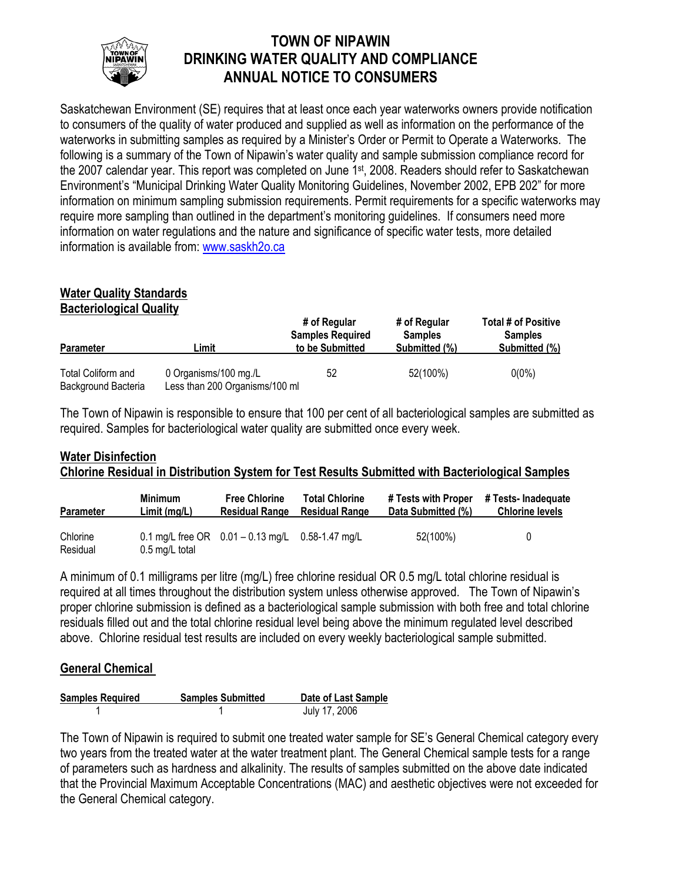# TOWN OF NIPAWIN
# DRINKING WATER QUALITY AND COMPLIANCE
# ANNUAL NOTICE TO CONSUMERS

Saskatchewan Environment (SE) requires that at least once each year waterworks owners provide notification to consumers of the quality of water produced and supplied as well as information on the performance of the waterworks in submitting samples as required by a Minister's Order or Permit to Operate a Waterworks. The following is a summary of the Town of Nipawin's water quality and sample submission compliance record for the 2007 calendar year. This report was completed on June 1st, 2008. Readers should refer to Saskatchewan Environment's "Municipal Drinking Water Quality Monitoring Guidelines, November 2002, EPB 202" for more information on minimum sampling submission requirements. Permit requirements for a specific waterworks may require more sampling than outlined in the department's monitoring guidelines. If consumers need more information on water regulations and the nature and significance of specific water tests, more detailed information is available from: www.saskh2o.ca

## Water Quality Standards
### Bacteriological Quality

| Parameter | Limit | # of Regular Samples Required to be Submitted | # of Regular Samples Submitted (%) | Total # of Positive Samples Submitted (%) |
|---|---|---|---|---|
| Total Coliform and Background Bacteria | 0 Organisms/100 mg./L Less than 200 Organisms/100 ml | 52 | 52(100%) | 0(0%) |

The Town of Nipawin is responsible to ensure that 100 per cent of all bacteriological samples are submitted as required. Samples for bacteriological water quality are submitted once every week.

### Water Disinfection
### Chlorine Residual in Distribution System for Test Results Submitted with Bacteriological Samples

| Parameter | Minimum Limit (mg/L) | Free Chlorine Residual Range | Total Chlorine Residual Range | # Tests with Proper Data Submitted (%) | # Tests- Inadequate Chlorine levels |
|---|---|---|---|---|---|
| Chlorine Residual | 0.1 mg/L free OR 0.5 mg/L total | 0.01 – 0.13 mg/L | 0.58-1.47 mg/L | 52(100%) | 0 |

A minimum of 0.1 milligrams per litre (mg/L) free chlorine residual OR 0.5 mg/L total chlorine residual is required at all times throughout the distribution system unless otherwise approved. The Town of Nipawin's proper chlorine submission is defined as a bacteriological sample submission with both free and total chlorine residuals filled out and the total chlorine residual level being above the minimum regulated level described above. Chlorine residual test results are included on every weekly bacteriological sample submitted.

### General Chemical

| Samples Required | Samples Submitted | Date of Last Sample |
|---|---|---|
| 1 | 1 | July 17, 2006 |

The Town of Nipawin is required to submit one treated water sample for SE's General Chemical category every two years from the treated water at the water treatment plant. The General Chemical sample tests for a range of parameters such as hardness and alkalinity. The results of samples submitted on the above date indicated that the Provincial Maximum Acceptable Concentrations (MAC) and aesthetic objectives were not exceeded for the General Chemical category.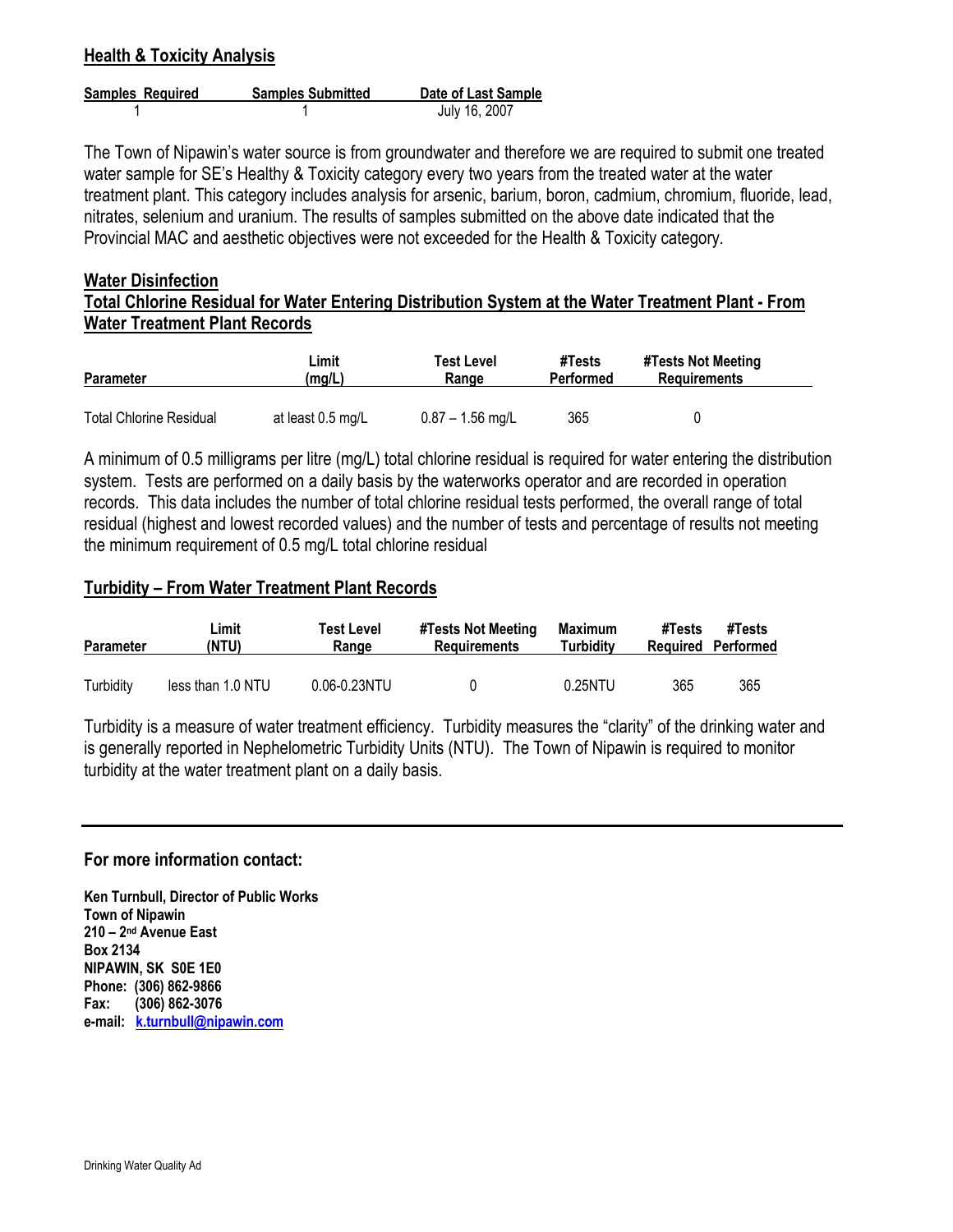## Health & Toxicity Analysis

| Samples Required | Samples Submitted | Date of Last Sample |
|---|---|---|
| 1 | 1 | July 16, 2007 |

The Town of Nipawin's water source is from groundwater and therefore we are required to submit one treated water sample for SE's Healthy & Toxicity category every two years from the treated water at the water treatment plant. This category includes analysis for arsenic, barium, boron, cadmium, chromium, fluoride, lead, nitrates, selenium and uranium. The results of samples submitted on the above date indicated that the Provincial MAC and aesthetic objectives were not exceeded for the Health & Toxicity category.

## Water Disinfection

### Total Chlorine Residual for Water Entering Distribution System at the Water Treatment Plant - From Water Treatment Plant Records

| Parameter | Limit (mg/L) | Test Level Range | #Tests Performed | #Tests Not Meeting Requirements |
|---|---|---|---|---|
| Total Chlorine Residual | at least 0.5 mg/L | 0.87 – 1.56 mg/L | 365 | 0 |

A minimum of 0.5 milligrams per litre (mg/L) total chlorine residual is required for water entering the distribution system. Tests are performed on a daily basis by the waterworks operator and are recorded in operation records. This data includes the number of total chlorine residual tests performed, the overall range of total residual (highest and lowest recorded values) and the number of tests and percentage of results not meeting the minimum requirement of 0.5 mg/L total chlorine residual

## Turbidity – From Water Treatment Plant Records

| Parameter | Limit (NTU) | Test Level Range | #Tests Not Meeting Requirements | Maximum Turbidity | #Tests Required | #Tests Performed |
|---|---|---|---|---|---|---|
| Turbidity | less than 1.0 NTU | 0.06-0.23NTU | 0 | 0.25NTU | 365 | 365 |

Turbidity is a measure of water treatment efficiency. Turbidity measures the "clarity" of the drinking water and is generally reported in Nephelometric Turbidity Units (NTU). The Town of Nipawin is required to monitor turbidity at the water treatment plant on a daily basis.

---

### For more information contact:

**Ken Turnbull, Director of Public Works**
**Town of Nipawin**
**210 – 2nd Avenue East**
**Box 2134**
**NIPAWIN, SK S0E 1E0**
**Phone: (306) 862-9866**
**Fax: (306) 862-3076**
**e-mail: k.turnbull@nipawin.com**